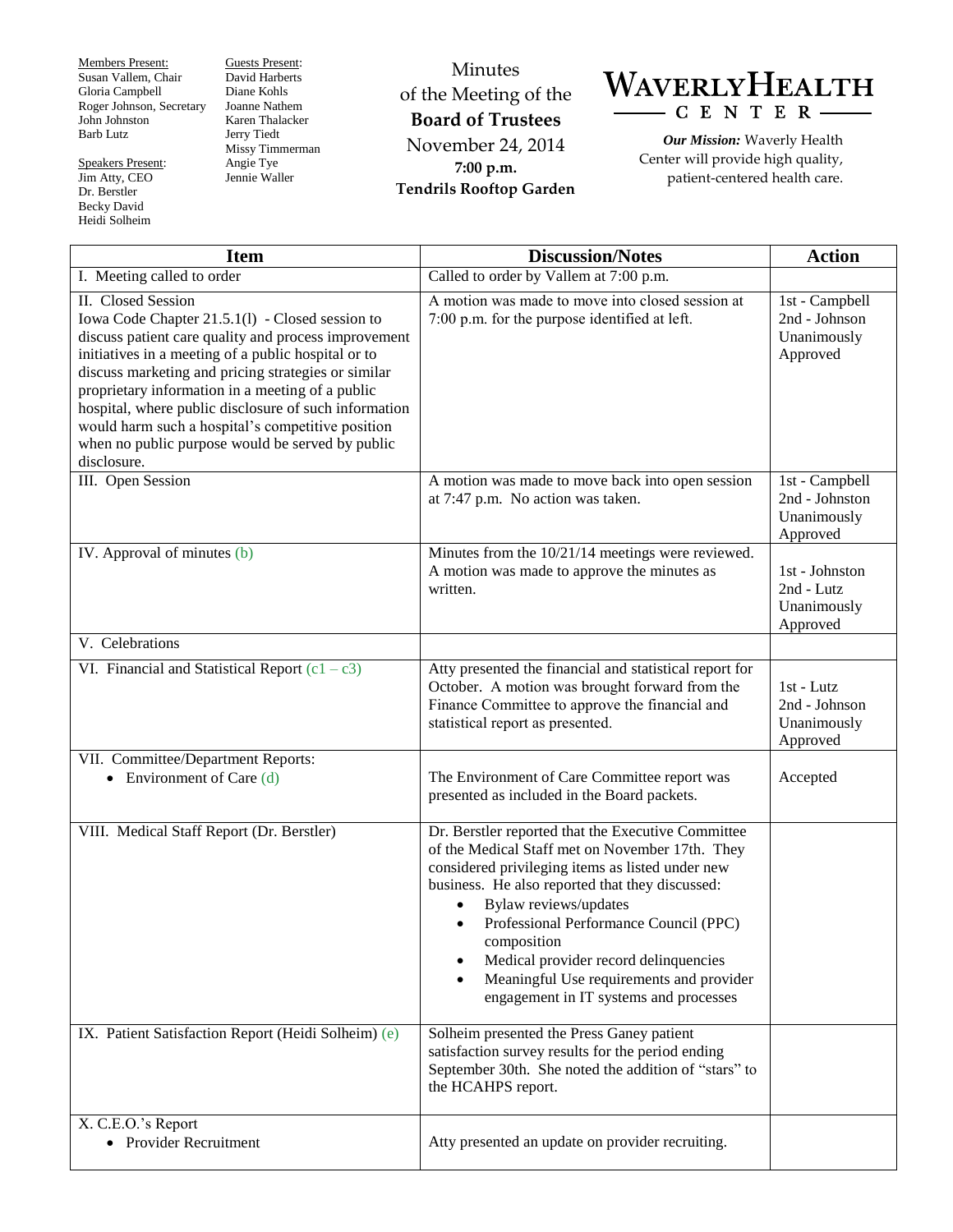Members Present:
Susan Vallem, Chair
Gloria Campbell
Roger Johnson, Secretary
John Johnston
Barb Lutz

Speakers Present:
Jim Atty, CEO
Dr. Berstler
Becky David
Heidi Solheim

Guests Present:
David Harberts
Diane Kohls
Joanne Nathem
Karen Thalacker
Jerry Tiedt
Missy Timmerman
Angie Tye
Jennie Waller

Minutes
of the Meeting of the
**Board of Trustees**
November 24, 2014
**7:00 p.m.**
**Tendrils Rooftop Garden**

# WAVERLY HEALTH CENTER

***Our Mission:*** Waverly Health Center will provide high quality, patient-centered health care.

| Item | Discussion/Notes | Action |
|---|---|---|
| I. Meeting called to order | Called to order by Vallem at 7:00 p.m. | |
| II. Closed Session<br>Iowa Code Chapter 21.5.1(l) - Closed session to discuss patient care quality and process improvement initiatives in a meeting of a public hospital or to discuss marketing and pricing strategies or similar proprietary information in a meeting of a public hospital, where public disclosure of such information would harm such a hospital's competitive position when no public purpose would be served by public disclosure. | A motion was made to move into closed session at 7:00 p.m. for the purpose identified at left. | 1st - Campbell<br>2nd - Johnson<br>Unanimously Approved |
| III. Open Session | A motion was made to move back into open session at 7:47 p.m. No action was taken. | 1st - Campbell<br>2nd - Johnson<br>Unanimously Approved |
| IV. Approval of minutes (b) | Minutes from the 10/21/14 meetings were reviewed. A motion was made to approve the minutes as written. | 1st - Johnston<br>2nd - Lutz<br>Unanimously Approved |
| V. Celebrations | | |
| VI. Financial and Statistical Report (c1 – c3) | Atty presented the financial and statistical report for October. A motion was brought forward from the Finance Committee to approve the financial and statistical report as presented. | 1st - Lutz<br>2nd - Johnson<br>Unanimously Approved |
| VII. Committee/Department Reports:<br>• Environment of Care (d) | The Environment of Care Committee report was presented as included in the Board packets. | Accepted |
| VIII. Medical Staff Report (Dr. Berstler) | Dr. Berstler reported that the Executive Committee of the Medical Staff met on November 17th. They considered privileging items as listed under new business. He also reported that they discussed:<br>• Bylaw reviews/updates<br>• Professional Performance Council (PPC) composition<br>• Medical provider record delinquencies<br>• Meaningful Use requirements and provider engagement in IT systems and processes | |
| IX. Patient Satisfaction Report (Heidi Solheim) (e) | Solheim presented the Press Ganey patient satisfaction survey results for the period ending September 30th. She noted the addition of "stars" to the HCAHPS report. | |
| X. C.E.O.'s Report<br>• Provider Recruitment | Atty presented an update on provider recruiting. | |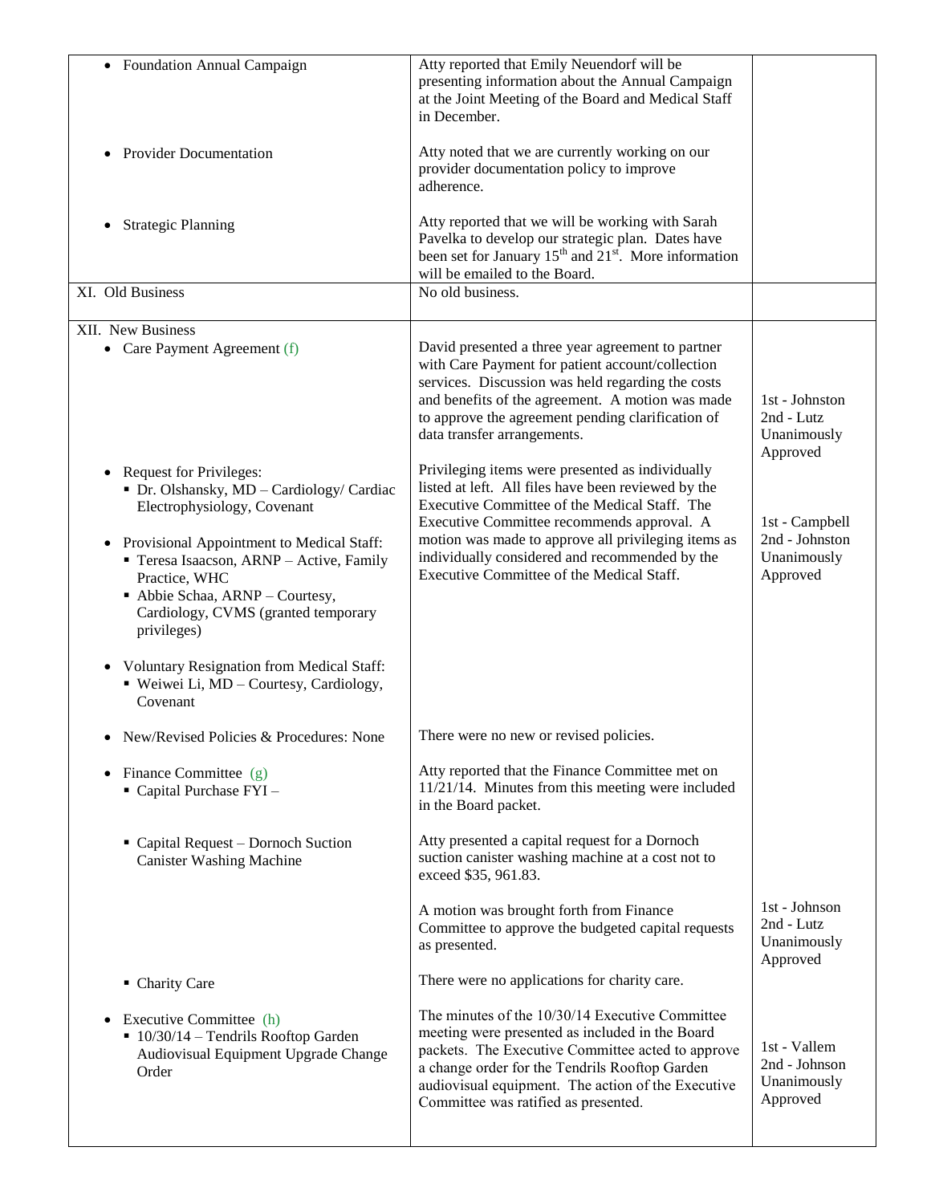| | | |
|---|---|---|
| • Foundation Annual Campaign | Atty reported that Emily Neuendorf will be presenting information about the Annual Campaign at the Joint Meeting of the Board and Medical Staff in December. | |
| • Provider Documentation | Atty noted that we are currently working on our provider documentation policy to improve adherence. | |
| • Strategic Planning | Atty reported that we will be working with Sarah Pavelka to develop our strategic plan. Dates have been set for January 15th and 21st. More information will be emailed to the Board. | |
| XI. Old Business | No old business. | |
| XII. New Business<br>• Care Payment Agreement (f) | David presented a three year agreement to partner with Care Payment for patient account/collection services. Discussion was held regarding the costs and benefits of the agreement. A motion was made to approve the agreement pending clarification of data transfer arrangements. | 1st - Johnston<br>2nd - Lutz<br>Unanimously Approved |
| • Request for Privileges:<br>▪ Dr. Olshansky, MD – Cardiology/ Cardiac Electrophysiology, Covenant<br>• Provisional Appointment to Medical Staff:<br>▪ Teresa Isaacson, ARNP – Active, Family Practice, WHC<br>▪ Abbie Schaa, ARNP – Courtesy, Cardiology, CVMS (granted temporary privileges)<br>• Voluntary Resignation from Medical Staff:<br>▪ Weiwei Li, MD – Courtesy, Cardiology, Covenant | Privileging items were presented as individually listed at left. All files have been reviewed by the Executive Committee of the Medical Staff. The Executive Committee recommends approval. A motion was made to approve all privileging items as individually considered and recommended by the Executive Committee of the Medical Staff. | 1st - Campbell<br>2nd - Johnston<br>Unanimously Approved |
| • New/Revised Policies & Procedures: None | There were no new or revised policies. | |
| • Finance Committee (g)<br>▪ Capital Purchase FYI – | Atty reported that the Finance Committee met on 11/21/14. Minutes from this meeting were included in the Board packet. | |
| ▪ Capital Request – Dornoch Suction Canister Washing Machine | Atty presented a capital request for a Dornoch suction canister washing machine at a cost not to exceed $35, 961.83.<br><br>A motion was brought forth from Finance Committee to approve the budgeted capital requests as presented. | 1st - Johnson<br>2nd - Lutz<br>Unanimously Approved |
| ▪ Charity Care | There were no applications for charity care. | |
| • Executive Committee (h)<br>▪ 10/30/14 – Tendrils Rooftop Garden Audiovisual Equipment Upgrade Change Order | The minutes of the 10/30/14 Executive Committee meeting were presented as included in the Board packets. The Executive Committee acted to approve a change order for the Tendrils Rooftop Garden audiovisual equipment. The action of the Executive Committee was ratified as presented. | 1st - Vallem<br>2nd - Johnson<br>Unanimously Approved |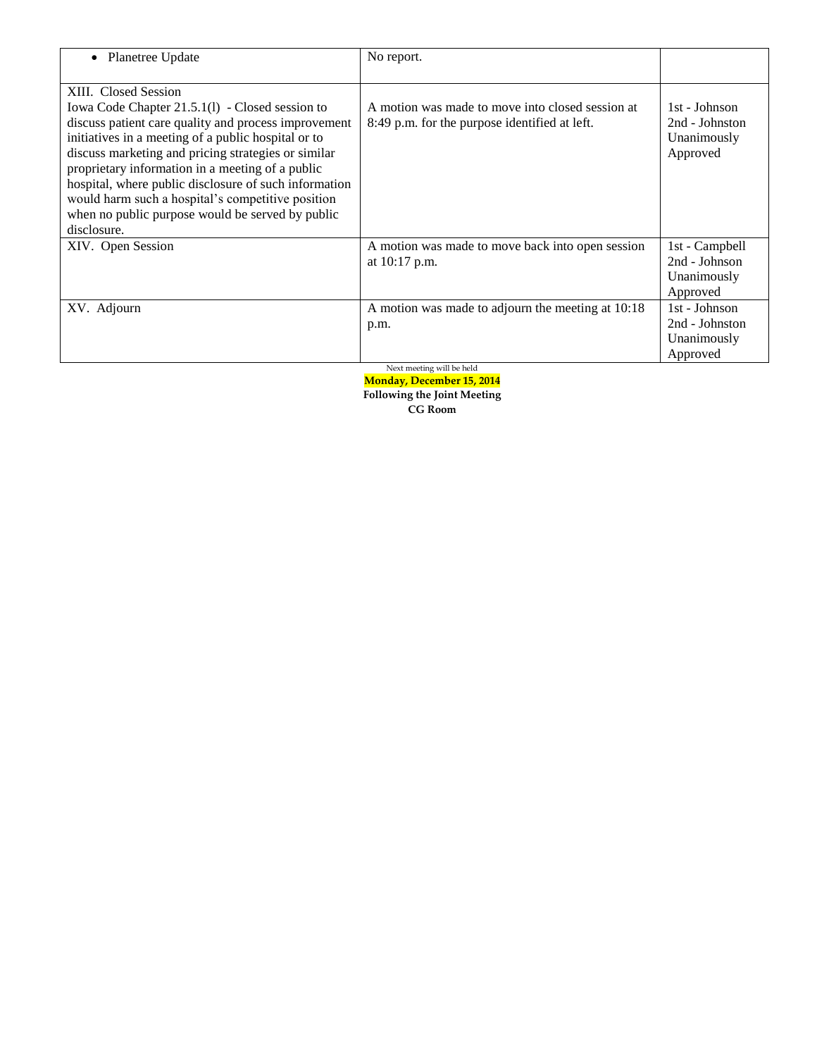| | | |
|---|---|---|
| • Planetree Update | No report. | |
| XIII. Closed Session<br>Iowa Code Chapter 21.5.1(l) - Closed session to discuss patient care quality and process improvement initiatives in a meeting of a public hospital or to discuss marketing and pricing strategies or similar proprietary information in a meeting of a public hospital, where public disclosure of such information would harm such a hospital's competitive position when no public purpose would be served by public disclosure. | A motion was made to move into closed session at 8:49 p.m. for the purpose identified at left. | 1st - Johnson<br>2nd - Johnston<br>Unanimously Approved |
| XIV. Open Session | A motion was made to move back into open session at 10:17 p.m. | 1st - Campbell<br>2nd - Johnson<br>Unanimously Approved |
| XV. Adjourn | A motion was made to adjourn the meeting at 10:18 p.m. | 1st - Johnson<br>2nd - Johnston<br>Unanimously Approved |

Next meeting will be held

**Monday, December 15, 2014**

**Following the Joint Meeting**

**CG Room**